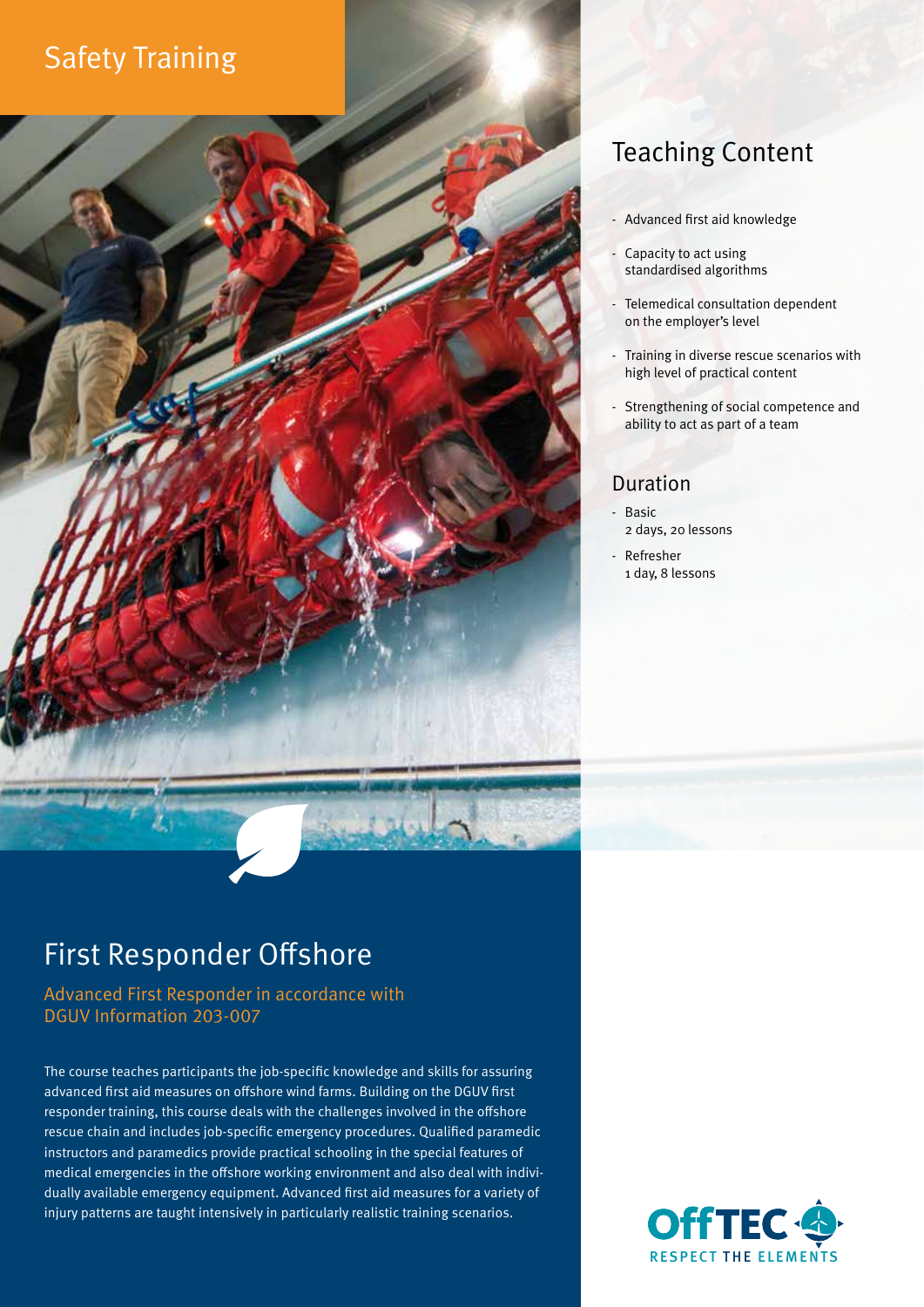Safety Training

# First Responder Offshore

## Advanced First Responder in accordance with DGUV Information 203-007

The course teaches participants the job-specific knowledge and skills for assuring advanced first aid measures on offshore wind farms. Building on the DGUV first responder training, this course deals with the challenges involved in the offshore rescue chain and includes job-specific emergency procedures. Qualified paramedic instructors and paramedics provide practical schooling in the special features of medical emergencies in the offshore working environment and also deal with individually available emergency equipment. Advanced first aid measures for a variety of injury patterns are taught intensively in particularly realistic training scenarios.

## Teaching Content

- Advanced first aid knowledge
- Capacity to act using standardised algorithms
- Telemedical consultation dependent on the employer's level
- Training in diverse rescue scenarios with high level of practical content
- Strengthening of social competence and ability to act as part of a team

## Duration

- Basic
  2 days, 20 lessons
- Refresher
  1 day, 8 lessons

OffTEC
RESPECT THE ELEMENTS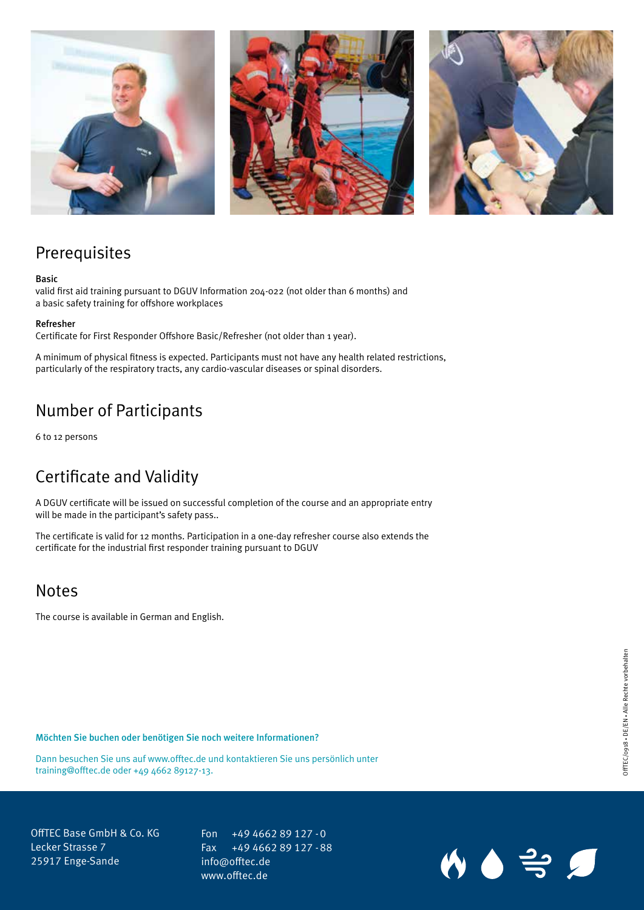## Prerequisites

**Basic**
valid first aid training pursuant to DGUV Information 204-022 (not older than 6 months) and a basic safety training for offshore workplaces

**Refresher**
Certificate for First Responder Offshore Basic/Refresher (not older than 1 year).

A minimum of physical fitness is expected. Participants must not have any health related restrictions, particularly of the respiratory tracts, any cardio-vascular diseases or spinal disorders.

## Number of Participants

6 to 12 persons

## Certificate and Validity

A DGUV certificate will be issued on successful completion of the course and an appropriate entry will be made in the participant's safety pass..

The certificate is valid for 12 months. Participation in a one-day refresher course also extends the certificate for the industrial first responder training pursuant to DGUV

## Notes

The course is available in German and English.

**Möchten Sie buchen oder benötigen Sie noch weitere Informationen?**

Dann besuchen Sie uns auf www.offtec.de und kontaktieren Sie uns persönlich unter training@offtec.de oder +49 4662 89127-13.

OffTEC/0918 • DE/EN • Alle Rechte vorbehalten

OffTEC Base GmbH & Co. KG
Lecker Strasse 7
25917 Enge-Sande

Fon +49 4662 89 127 - 0
Fax +49 4662 89 127 - 88
info@offtec.de
www.offtec.de